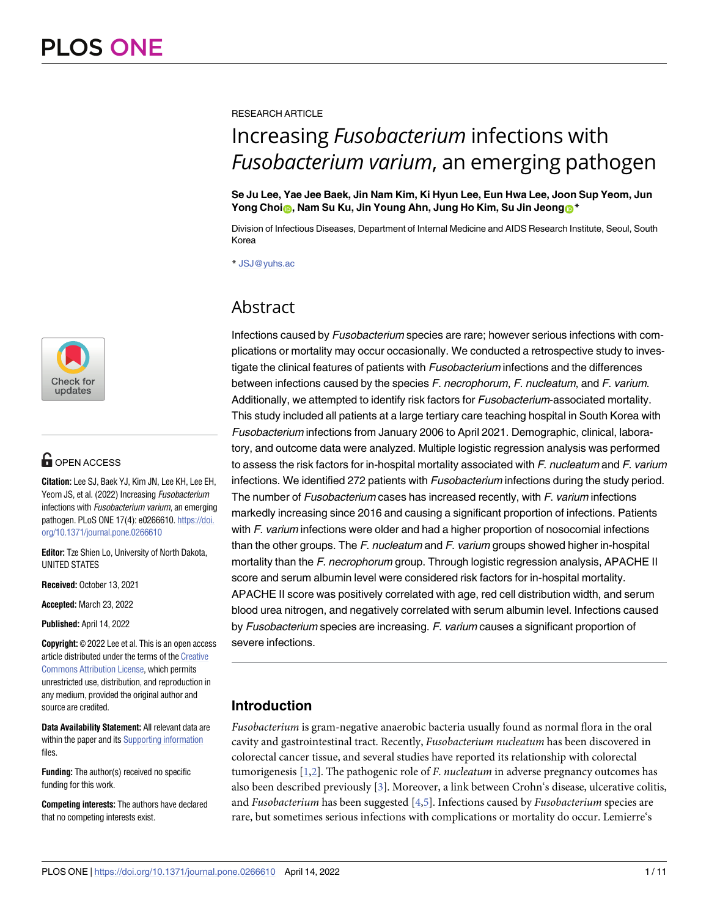RESEARCH ARTICLE

# Increasing *Fusobacterium* infections with *Fusobacterium varium*, an emerging pathogen

**Se Ju Lee, Yae Jee Baek, Jin Nam Kim, Ki Hyun Lee, Eun Hwa Lee, Joon Sup Yeom, Jun Yong Choi, Nam Su Ku, Jin Young Ahn, Jung Ho Kim, Su Jin Jeong***

Division of Infectious Diseases, Department of Internal Medicine and AIDS Research Institute, Seoul, South Korea

* JSJ@yuhs.ac

## Abstract

Infections caused by *Fusobacterium* species are rare; however serious infections with complications or mortality may occur occasionally. We conducted a retrospective study to investigate the clinical features of patients with *Fusobacterium* infections and the differences between infections caused by the species *F. necrophorum*, *F. nucleatum*, and *F. varium*. Additionally, we attempted to identify risk factors for *Fusobacterium*-associated mortality. This study included all patients at a large tertiary care teaching hospital in South Korea with *Fusobacterium* infections from January 2006 to April 2021. Demographic, clinical, laboratory, and outcome data were analyzed. Multiple logistic regression analysis was performed to assess the risk factors for in-hospital mortality associated with *F. nucleatum* and *F. varium* infections. We identified 272 patients with *Fusobacterium* infections during the study period. The number of *Fusobacterium* cases has increased recently, with *F. varium* infections markedly increasing since 2016 and causing a significant proportion of infections. Patients with *F. varium* infections were older and had a higher proportion of nosocomial infections than the other groups. The *F. nucleatum* and *F. varium* groups showed higher in-hospital mortality than the *F. necrophorum* group. Through logistic regression analysis, APACHE II score and serum albumin level were considered risk factors for in-hospital mortality. APACHE II score was positively correlated with age, red cell distribution width, and serum blood urea nitrogen, and negatively correlated with serum albumin level. Infections caused by *Fusobacterium* species are increasing. *F. varium* causes a significant proportion of severe infections.

OPEN ACCESS

**Citation:** Lee SJ, Baek YJ, Kim JN, Lee KH, Lee EH, Yeom JS, et al. (2022) Increasing *Fusobacterium* infections with *Fusobacterium varium*, an emerging pathogen. PLoS ONE 17(4): e0266610. https://doi.org/10.1371/journal.pone.0266610

**Editor:** Tze Shien Lo, University of North Dakota, UNITED STATES

**Received:** October 13, 2021

**Accepted:** March 23, 2022

**Published:** April 14, 2022

**Copyright:** © 2022 Lee et al. This is an open access article distributed under the terms of the Creative Commons Attribution License, which permits unrestricted use, distribution, and reproduction in any medium, provided the original author and source are credited.

**Data Availability Statement:** All relevant data are within the paper and its Supporting information files.

**Funding:** The author(s) received no specific funding for this work.

**Competing interests:** The authors have declared that no competing interests exist.

## Introduction

*Fusobacterium* is gram-negative anaerobic bacteria usually found as normal flora in the oral cavity and gastrointestinal tract. Recently, *Fusobacterium nucleatum* has been discovered in colorectal cancer tissue, and several studies have reported its relationship with colorectal tumorigenesis [1,2]. The pathogenic role of *F. nucleatum* in adverse pregnancy outcomes has also been described previously [3]. Moreover, a link between Crohn's disease, ulcerative colitis, and *Fusobacterium* has been suggested [4,5]. Infections caused by *Fusobacterium* species are rare, but sometimes serious infections with complications or mortality do occur. Lemierre's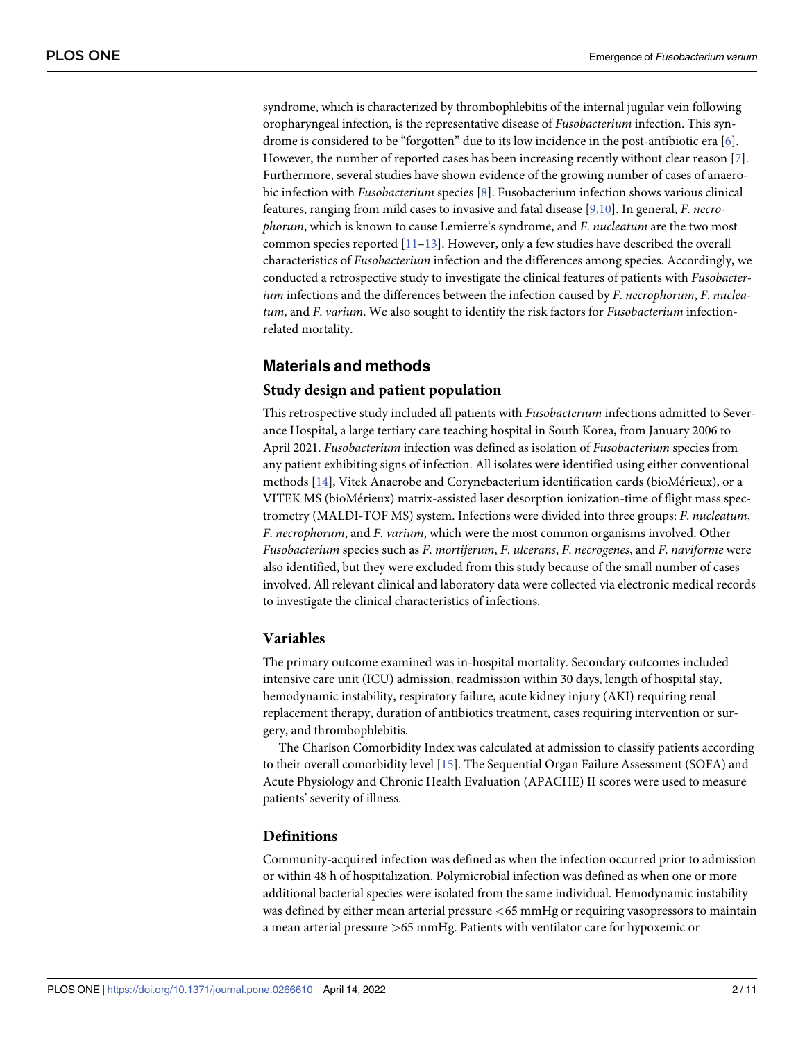syndrome, which is characterized by thrombophlebitis of the internal jugular vein following oropharyngeal infection, is the representative disease of *Fusobacterium* infection. This syndrome is considered to be "forgotten" due to its low incidence in the post-antibiotic era [6]. However, the number of reported cases has been increasing recently without clear reason [7]. Furthermore, several studies have shown evidence of the growing number of cases of anaerobic infection with *Fusobacterium* species [8]. Fusobacterium infection shows various clinical features, ranging from mild cases to invasive and fatal disease [9,10]. In general, *F. necrophorum*, which is known to cause Lemierre's syndrome, and *F. nucleatum* are the two most common species reported [11–13]. However, only a few studies have described the overall characteristics of *Fusobacterium* infection and the differences among species. Accordingly, we conducted a retrospective study to investigate the clinical features of patients with *Fusobacterium* infections and the differences between the infection caused by *F. necrophorum*, *F. nucleatum*, and *F. varium*. We also sought to identify the risk factors for *Fusobacterium* infection-related mortality.

## Materials and methods

### Study design and patient population

This retrospective study included all patients with *Fusobacterium* infections admitted to Severance Hospital, a large tertiary care teaching hospital in South Korea, from January 2006 to April 2021. *Fusobacterium* infection was defined as isolation of *Fusobacterium* species from any patient exhibiting signs of infection. All isolates were identified using either conventional methods [14], Vitek Anaerobe and Corynebacterium identification cards (bioMérieux), or a VITEK MS (bioMérieux) matrix-assisted laser desorption ionization-time of flight mass spectrometry (MALDI-TOF MS) system. Infections were divided into three groups: *F. nucleatum*, *F. necrophorum*, and *F. varium*, which were the most common organisms involved. Other *Fusobacterium* species such as *F. mortiferum*, *F. ulcerans*, *F. necrogenes*, and *F. naviforme* were also identified, but they were excluded from this study because of the small number of cases involved. All relevant clinical and laboratory data were collected via electronic medical records to investigate the clinical characteristics of infections.

### Variables

The primary outcome examined was in-hospital mortality. Secondary outcomes included intensive care unit (ICU) admission, readmission within 30 days, length of hospital stay, hemodynamic instability, respiratory failure, acute kidney injury (AKI) requiring renal replacement therapy, duration of antibiotics treatment, cases requiring intervention or surgery, and thrombophlebitis.

The Charlson Comorbidity Index was calculated at admission to classify patients according to their overall comorbidity level [15]. The Sequential Organ Failure Assessment (SOFA) and Acute Physiology and Chronic Health Evaluation (APACHE) II scores were used to measure patients' severity of illness.

### Definitions

Community-acquired infection was defined as when the infection occurred prior to admission or within 48 h of hospitalization. Polymicrobial infection was defined as when one or more additional bacterial species were isolated from the same individual. Hemodynamic instability was defined by either mean arterial pressure $<$65 mmHg or requiring vasopressors to maintain a mean arterial pressure $>$65 mmHg. Patients with ventilator care for hypoxemic or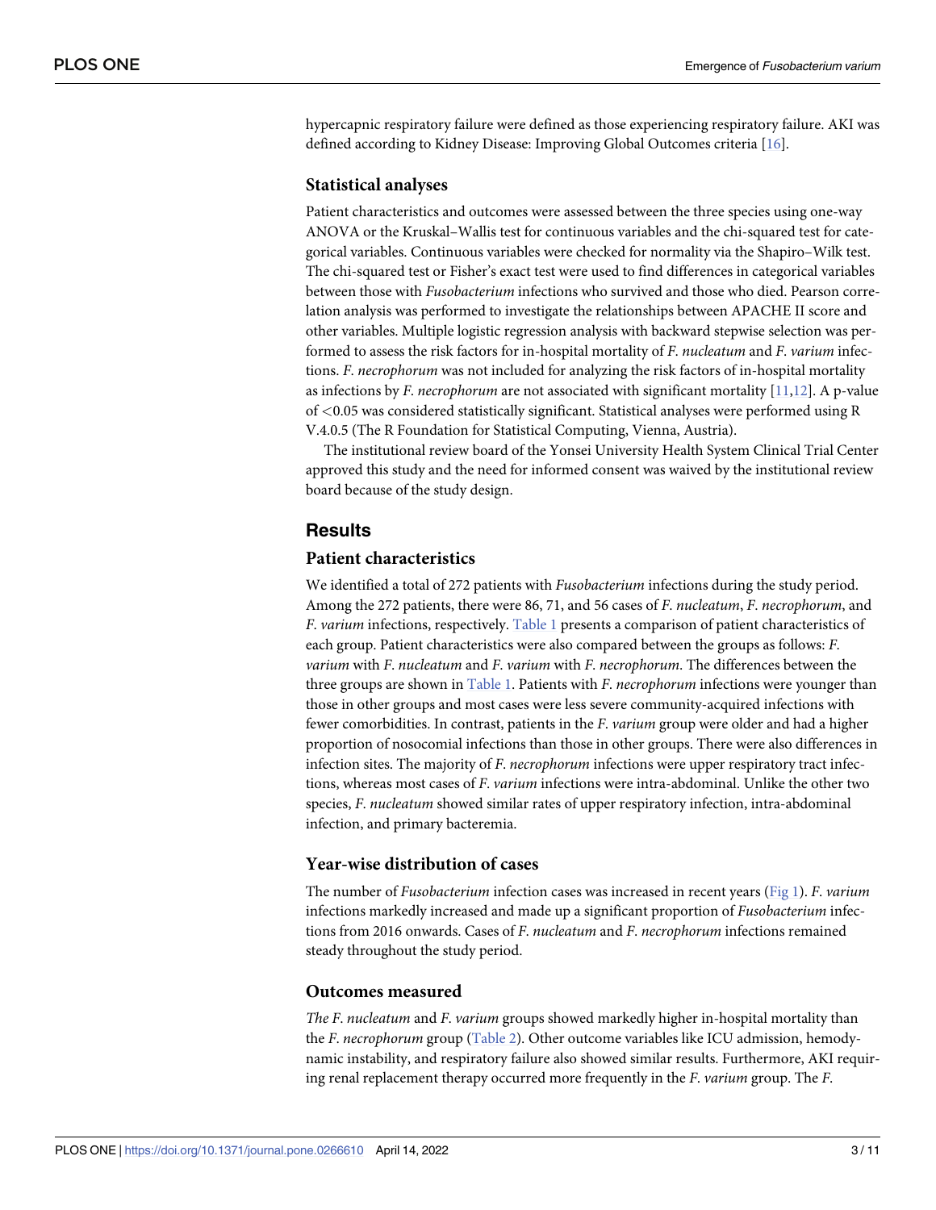hypercapnic respiratory failure were defined as those experiencing respiratory failure. AKI was defined according to Kidney Disease: Improving Global Outcomes criteria [16].

### Statistical analyses

Patient characteristics and outcomes were assessed between the three species using one-way ANOVA or the Kruskal–Wallis test for continuous variables and the chi-squared test for categorical variables. Continuous variables were checked for normality via the Shapiro–Wilk test. The chi-squared test or Fisher's exact test were used to find differences in categorical variables between those with *Fusobacterium* infections who survived and those who died. Pearson correlation analysis was performed to investigate the relationships between APACHE II score and other variables. Multiple logistic regression analysis with backward stepwise selection was performed to assess the risk factors for in-hospital mortality of *F. nucleatum* and *F. varium* infections. *F. necrophorum* was not included for analyzing the risk factors of in-hospital mortality as infections by *F. necrophorum* are not associated with significant mortality [11,12]. A p-value of $<0.05$ was considered statistically significant. Statistical analyses were performed using R V.4.0.5 (The R Foundation for Statistical Computing, Vienna, Austria).

The institutional review board of the Yonsei University Health System Clinical Trial Center approved this study and the need for informed consent was waived by the institutional review board because of the study design.

## Results

### Patient characteristics

We identified a total of 272 patients with *Fusobacterium* infections during the study period. Among the 272 patients, there were 86, 71, and 56 cases of *F. nucleatum*, *F. necrophorum*, and *F. varium* infections, respectively. Table 1 presents a comparison of patient characteristics of each group. Patient characteristics were also compared between the groups as follows: *F. varium* with *F. nucleatum* and *F. varium* with *F. necrophorum*. The differences between the three groups are shown in Table 1. Patients with *F. necrophorum* infections were younger than those in other groups and most cases were less severe community-acquired infections with fewer comorbidities. In contrast, patients in the *F. varium* group were older and had a higher proportion of nosocomial infections than those in other groups. There were also differences in infection sites. The majority of *F. necrophorum* infections were upper respiratory tract infections, whereas most cases of *F. varium* infections were intra-abdominal. Unlike the other two species, *F. nucleatum* showed similar rates of upper respiratory infection, intra-abdominal infection, and primary bacteremia.

### Year-wise distribution of cases

The number of *Fusobacterium* infection cases was increased in recent years (Fig 1). *F. varium* infections markedly increased and made up a significant proportion of *Fusobacterium* infections from 2016 onwards. Cases of *F. nucleatum* and *F. necrophorum* infections remained steady throughout the study period.

### Outcomes measured

*The F. nucleatum* and *F. varium* groups showed markedly higher in-hospital mortality than the *F. necrophorum* group (Table 2). Other outcome variables like ICU admission, hemodynamic instability, and respiratory failure also showed similar results. Furthermore, AKI requiring renal replacement therapy occurred more frequently in the *F. varium* group. The *F.*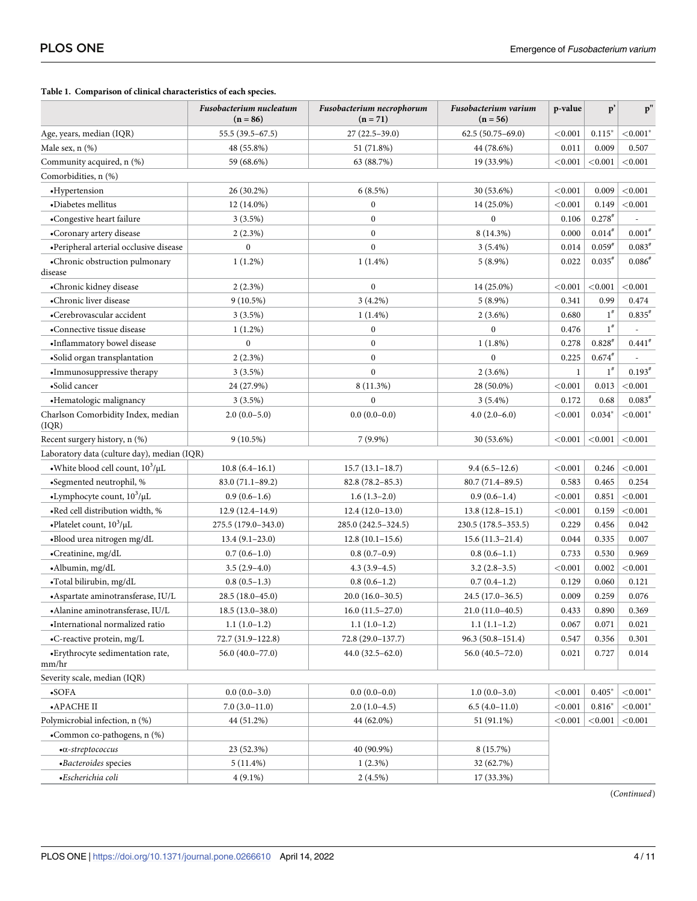**Table 1. Comparison of clinical characteristics of each species.**

| | *Fusobacterium nucleatum* (n = 86) | *Fusobacterium necrophorum* (n = 71) | *Fusobacterium varium* (n = 56) | p-value | p' | p" |
|---|---|---|---|---|---|---|
| Age, years, median (IQR) | 55.5 (39.5–67.5) | 27 (22.5–39.0) | 62.5 (50.75–69.0) | <0.001 | 0.115* | <0.001* |
| Male sex, n (%) | 48 (55.8%) | 51 (71.8%) | 44 (78.6%) | 0.011 | 0.009 | 0.507 |
| Community acquired, n (%) | 59 (68.6%) | 63 (88.7%) | 19 (33.9%) | <0.001 | <0.001 | <0.001 |
| Comorbidities, n (%) | | | | | | |
| •Hypertension | 26 (30.2%) | 6 (8.5%) | 30 (53.6%) | <0.001 | 0.009 | <0.001 |
| •Diabetes mellitus | 12 (14.0%) | 0 | 14 (25.0%) | <0.001 | 0.149 | <0.001 |
| •Congestive heart failure | 3 (3.5%) | 0 | 0 | 0.106 | 0.278# | - |
| •Coronary artery disease | 2 (2.3%) | 0 | 8 (14.3%) | 0.000 | 0.014# | 0.001# |
| •Peripheral arterial occlusive disease | 0 | 0 | 3 (5.4%) | 0.014 | 0.059# | 0.083# |
| •Chronic obstruction pulmonary disease | 1 (1.2%) | 1 (1.4%) | 5 (8.9%) | 0.022 | 0.035# | 0.086# |
| •Chronic kidney disease | 2 (2.3%) | 0 | 14 (25.0%) | <0.001 | <0.001 | <0.001 |
| •Chronic liver disease | 9 (10.5%) | 3 (4.2%) | 5 (8.9%) | 0.341 | 0.99 | 0.474 |
| •Cerebrovascular accident | 3 (3.5%) | 1 (1.4%) | 2 (3.6%) | 0.680 | 1# | 0.835# |
| •Connective tissue disease | 1 (1.2%) | 0 | 0 | 0.476 | 1# | - |
| •Inflammatory bowel disease | 0 | 0 | 1 (1.8%) | 0.278 | 0.828# | 0.441# |
| •Solid organ transplantation | 2 (2.3%) | 0 | 0 | 0.225 | 0.674# | - |
| •Immunosuppressive therapy | 3 (3.5%) | 0 | 2 (3.6%) | 1 | 1# | 0.193# |
| •Solid cancer | 24 (27.9%) | 8 (11.3%) | 28 (50.0%) | <0.001 | 0.013 | <0.001 |
| •Hematologic malignancy | 3 (3.5%) | 0 | 3 (5.4%) | 0.172 | 0.68 | 0.083# |
| Charlson Comorbidity Index, median (IQR) | 2.0 (0.0–5.0) | 0.0 (0.0–0.0) | 4.0 (2.0–6.0) | <0.001 | 0.034* | <0.001* |
| Recent surgery history, n (%) | 9 (10.5%) | 7 (9.9%) | 30 (53.6%) | <0.001 | <0.001 | <0.001 |
| Laboratory data (culture day), median (IQR) | | | | | | |
| •White blood cell count, $10^3$/μL | 10.8 (6.4–16.1) | 15.7 (13.1–18.7) | 9.4 (6.5–12.6) | <0.001 | 0.246 | <0.001 |
| •Segmented neutrophil, % | 83.0 (71.1–89.2) | 82.8 (78.2–85.3) | 80.7 (71.4–89.5) | 0.583 | 0.465 | 0.254 |
| •Lymphocyte count, $10^3$/μL | 0.9 (0.6–1.6) | 1.6 (1.3–2.0) | 0.9 (0.6–1.4) | <0.001 | 0.851 | <0.001 |
| •Red cell distribution width, % | 12.9 (12.4–14.9) | 12.4 (12.0–13.0) | 13.8 (12.8–15.1) | <0.001 | 0.159 | <0.001 |
| •Platelet count, $10^3$/μL | 275.5 (179.0–343.0) | 285.0 (242.5–324.5) | 230.5 (178.5–353.5) | 0.229 | 0.456 | 0.042 |
| •Blood urea nitrogen mg/dL | 13.4 (9.1–23.0) | 12.8 (10.1–15.6) | 15.6 (11.3–21.4) | 0.044 | 0.335 | 0.007 |
| •Creatinine, mg/dL | 0.7 (0.6–1.0) | 0.8 (0.7–0.9) | 0.8 (0.6–1.1) | 0.733 | 0.530 | 0.969 |
| •Albumin, mg/dL | 3.5 (2.9–4.0) | 4.3 (3.9–4.5) | 3.2 (2.8–3.5) | <0.001 | 0.002 | <0.001 |
| •Total bilirubin, mg/dL | 0.8 (0.5–1.3) | 0.8 (0.6–1.2) | 0.7 (0.4–1.2) | 0.129 | 0.060 | 0.121 |
| •Aspartate aminotransferase, IU/L | 28.5 (18.0–45.0) | 20.0 (16.0–30.5) | 24.5 (17.0–36.5) | 0.009 | 0.259 | 0.076 |
| •Alanine aminotransferase, IU/L | 18.5 (13.0–38.0) | 16.0 (11.5–27.0) | 21.0 (11.0–40.5) | 0.433 | 0.890 | 0.369 |
| •International normalized ratio | 1.1 (1.0–1.2) | 1.1 (1.0–1.2) | 1.1 (1.1–1.2) | 0.067 | 0.071 | 0.021 |
| •C-reactive protein, mg/L | 72.7 (31.9–122.8) | 72.8 (29.0–137.7) | 96.3 (50.8–151.4) | 0.547 | 0.356 | 0.301 |
| •Erythrocyte sedimentation rate, mm/hr | 56.0 (40.0–77.0) | 44.0 (32.5–62.0) | 56.0 (40.5–72.0) | 0.021 | 0.727 | 0.014 |
| Severity scale, median (IQR) | | | | | | |
| •SOFA | 0.0 (0.0–3.0) | 0.0 (0.0–0.0) | 1.0 (0.0–3.0) | <0.001 | 0.405* | <0.001* |
| •APACHE II | 7.0 (3.0–11.0) | 2.0 (1.0–4.5) | 6.5 (4.0–11.0) | <0.001 | 0.816* | <0.001* |
| Polymicrobial infection, n (%) | 44 (51.2%) | 44 (62.0%) | 51 (91.1%) | <0.001 | <0.001 | <0.001 |
| •Common co-pathogens, n (%) | | | | | | |
| •*α-streptococcus* | 23 (52.3%) | 40 (90.9%) | 8 (15.7%) | | | |
| •*Bacteroides* species | 5 (11.4%) | 1 (2.3%) | 32 (62.7%) | | | |
| •*Escherichia coli* | 4 (9.1%) | 2 (4.5%) | 17 (33.3%) | | | |

(*Continued*)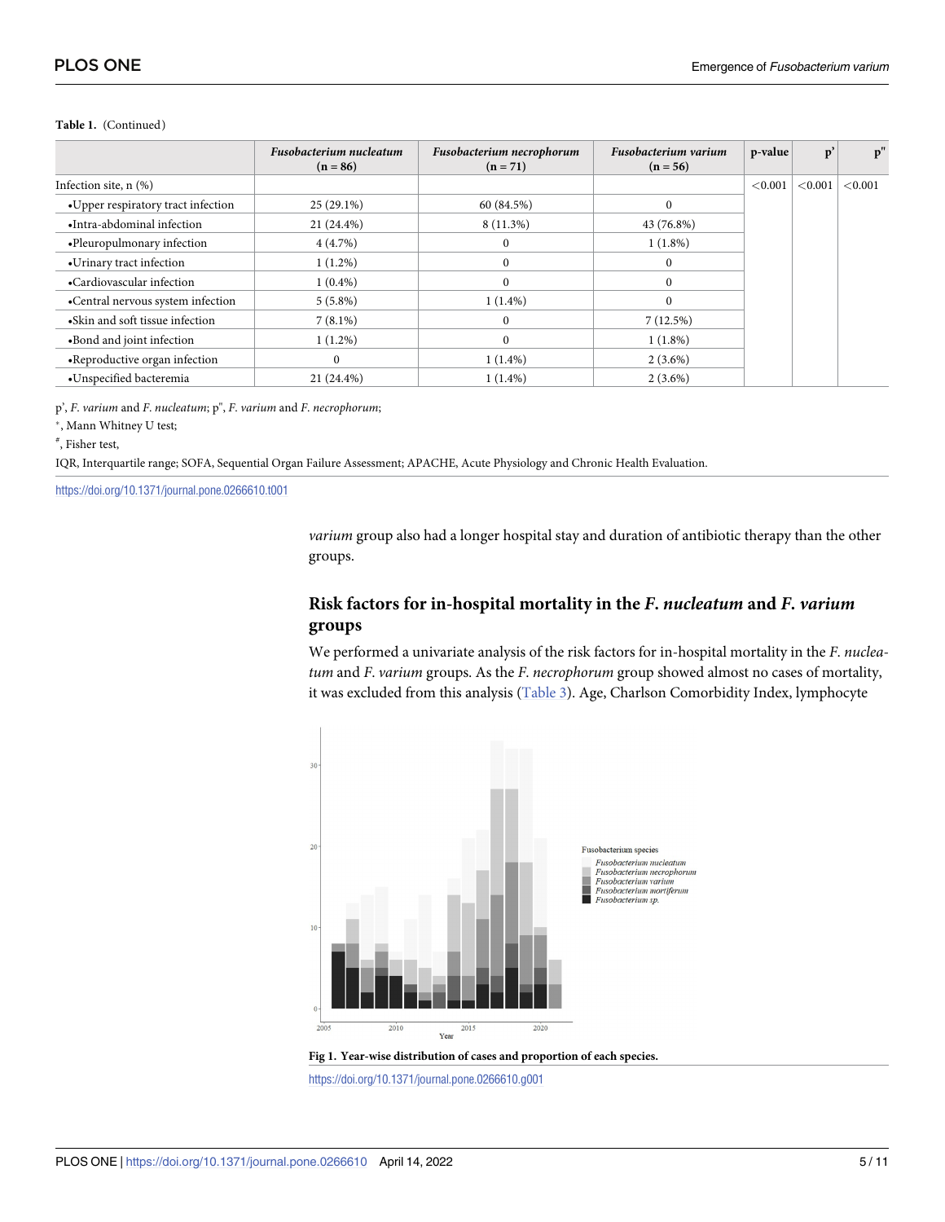**Table 1.** (Continued)

| | *Fusobacterium nucleatum* (n = 86) | *Fusobacterium necrophorum* (n = 71) | *Fusobacterium varium* (n = 56) | p-value | p' | p" |
|---|---|---|---|---|---|---|
| Infection site, n (%) | | | | <0.001 | <0.001 | <0.001 |
| •Upper respiratory tract infection | 25 (29.1%) | 60 (84.5%) | 0 | | | |
| •Intra-abdominal infection | 21 (24.4%) | 8 (11.3%) | 43 (76.8%) | | | |
| •Pleuropulmonary infection | 4 (4.7%) | 0 | 1 (1.8%) | | | |
| •Urinary tract infection | 1 (1.2%) | 0 | 0 | | | |
| •Cardiovascular infection | 1 (0.4%) | 0 | 0 | | | |
| •Central nervous system infection | 5 (5.8%) | 1 (1.4%) | 0 | | | |
| •Skin and soft tissue infection | 7 (8.1%) | 0 | 7 (12.5%) | | | |
| •Bond and joint infection | 1 (1.2%) | 0 | 1 (1.8%) | | | |
| •Reproductive organ infection | 0 | 1 (1.4%) | 2 (3.6%) | | | |
| •Unspecified bacteremia | 21 (24.4%) | 1 (1.4%) | 2 (3.6%) | | | |

p', *F. varium* and *F. nucleatum*; p", *F. varium* and *F. necrophorum*;

*, Mann Whitney U test;

#, Fisher test,

IQR, Interquartile range; SOFA, Sequential Organ Failure Assessment; APACHE, Acute Physiology and Chronic Health Evaluation.

https://doi.org/10.1371/journal.pone.0266610.t001

*varium* group also had a longer hospital stay and duration of antibiotic therapy than the other groups.

## Risk factors for in-hospital mortality in the *F. nucleatum* and *F. varium* groups

We performed a univariate analysis of the risk factors for in-hospital mortality in the *F. nucleatum* and *F. varium* groups. As the *F. necrophorum* group showed almost no cases of mortality, it was excluded from this analysis (Table 3). Age, Charlson Comorbidity Index, lymphocyte

0
10
20
30
2005
2010
2015
2020
Year

Fusobacterium species
Fusobacterium nucleatum
Fusobacterium necrophorum
Fusobacterium varium
Fusobacterium mortiferum
Fusobacterium sp.

**Fig 1. Year-wise distribution of cases and proportion of each species.**

https://doi.org/10.1371/journal.pone.0266610.g001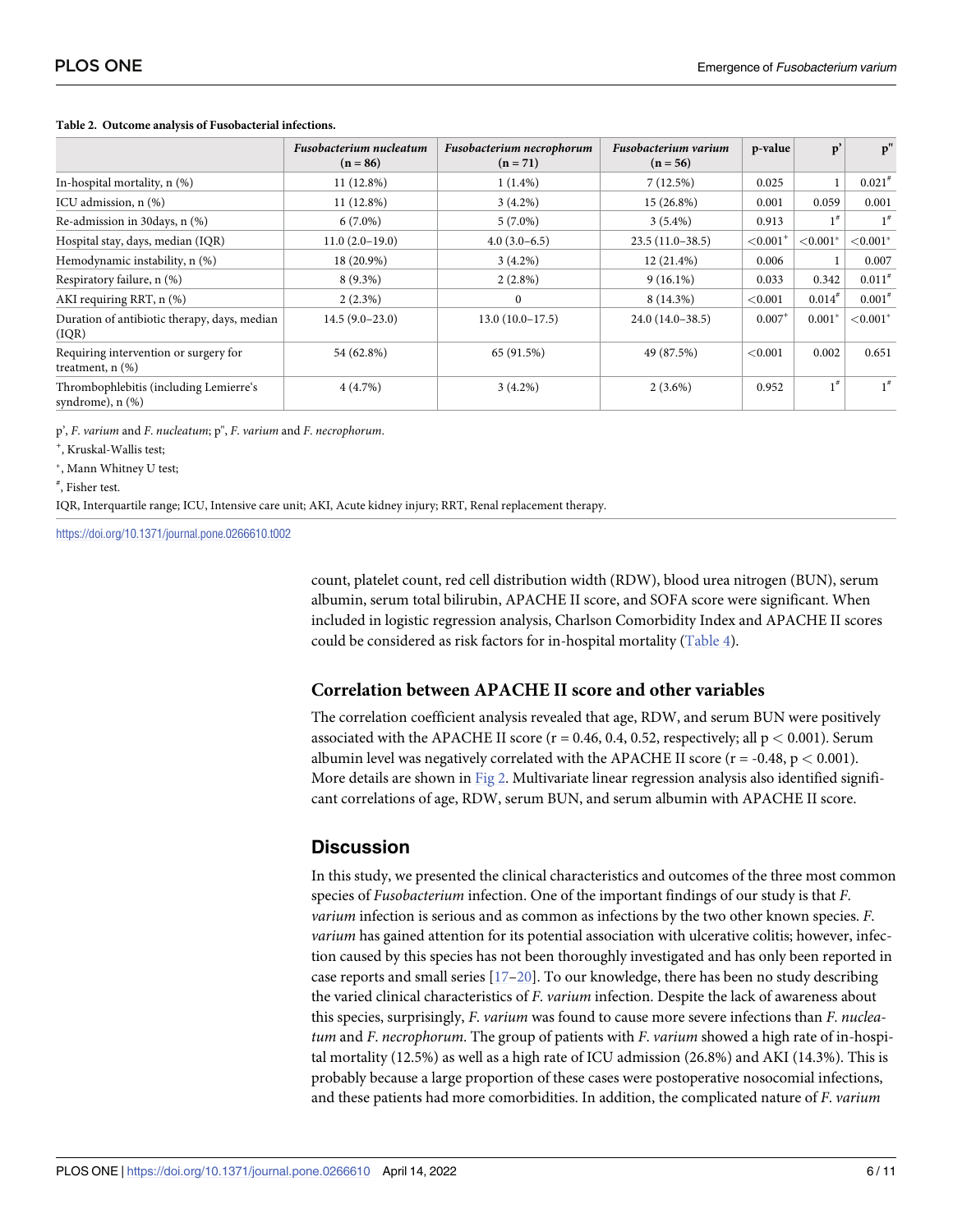**Table 2. Outcome analysis of Fusobacterial infections.**

| | *Fusobacterium nucleatum* (n = 86) | *Fusobacterium necrophorum* (n = 71) | *Fusobacterium varium* (n = 56) | p-value | p' | p" |
|---|---|---|---|---|---|---|
| In-hospital mortality, n (%) | 11 (12.8%) | 1 (1.4%) | 7 (12.5%) | 0.025 | 1 | 0.021[#] |
| ICU admission, n (%) | 11 (12.8%) | 3 (4.2%) | 15 (26.8%) | 0.001 | 0.059 | 0.001 |
| Re-admission in 30days, n (%) | 6 (7.0%) | 5 (7.0%) | 3 (5.4%) | 0.913 | 1[#] | 1[#] |
| Hospital stay, days, median (IQR) | 11.0 (2.0–19.0) | 4.0 (3.0–6.5) | 23.5 (11.0–38.5) | <0.001[+] | <0.001[*] | <0.001[*] |
| Hemodynamic instability, n (%) | 18 (20.9%) | 3 (4.2%) | 12 (21.4%) | 0.006 | 1 | 0.007 |
| Respiratory failure, n (%) | 8 (9.3%) | 2 (2.8%) | 9 (16.1%) | 0.033 | 0.342 | 0.011[#] |
| AKI requiring RRT, n (%) | 2 (2.3%) | 0 | 8 (14.3%) | <0.001 | 0.014[#] | 0.001[#] |
| Duration of antibiotic therapy, days, median (IQR) | 14.5 (9.0–23.0) | 13.0 (10.0–17.5) | 24.0 (14.0–38.5) | 0.007[+] | 0.001[*] | <0.001[*] |
| Requiring intervention or surgery for treatment, n (%) | 54 (62.8%) | 65 (91.5%) | 49 (87.5%) | <0.001 | 0.002 | 0.651 |
| Thrombophlebitis (including Lemierre's syndrome), n (%) | 4 (4.7%) | 3 (4.2%) | 2 (3.6%) | 0.952 | 1[#] | 1[#] |

p', *F. varium* and *F. nucleatum*; p", *F. varium* and *F. necrophorum*.

[+], Kruskal-Wallis test;

[*], Mann Whitney U test;

[#], Fisher test.

IQR, Interquartile range; ICU, Intensive care unit; AKI, Acute kidney injury; RRT, Renal replacement therapy.

https://doi.org/10.1371/journal.pone.0266610.t002

count, platelet count, red cell distribution width (RDW), blood urea nitrogen (BUN), serum albumin, serum total bilirubin, APACHE II score, and SOFA score were significant. When included in logistic regression analysis, Charlson Comorbidity Index and APACHE II scores could be considered as risk factors for in-hospital mortality (Table 4).

### Correlation between APACHE II score and other variables

The correlation coefficient analysis revealed that age, RDW, and serum BUN were positively associated with the APACHE II score ($r = 0.46, 0.4, 0.52$, respectively; all $p < 0.001$). Serum albumin level was negatively correlated with the APACHE II score ($r = -0.48$, $p < 0.001$). More details are shown in Fig 2. Multivariate linear regression analysis also identified significant correlations of age, RDW, serum BUN, and serum albumin with APACHE II score.

## Discussion

In this study, we presented the clinical characteristics and outcomes of the three most common species of *Fusobacterium* infection. One of the important findings of our study is that *F. varium* infection is serious and as common as infections by the two other known species. *F. varium* has gained attention for its potential association with ulcerative colitis; however, infection caused by this species has not been thoroughly investigated and has only been reported in case reports and small series [17–20]. To our knowledge, there has been no study describing the varied clinical characteristics of *F. varium* infection. Despite the lack of awareness about this species, surprisingly, *F. varium* was found to cause more severe infections than *F. nucleatum* and *F. necrophorum*. The group of patients with *F. varium* showed a high rate of in-hospital mortality (12.5%) as well as a high rate of ICU admission (26.8%) and AKI (14.3%). This is probably because a large proportion of these cases were postoperative nosocomial infections, and these patients had more comorbidities. In addition, the complicated nature of *F. varium*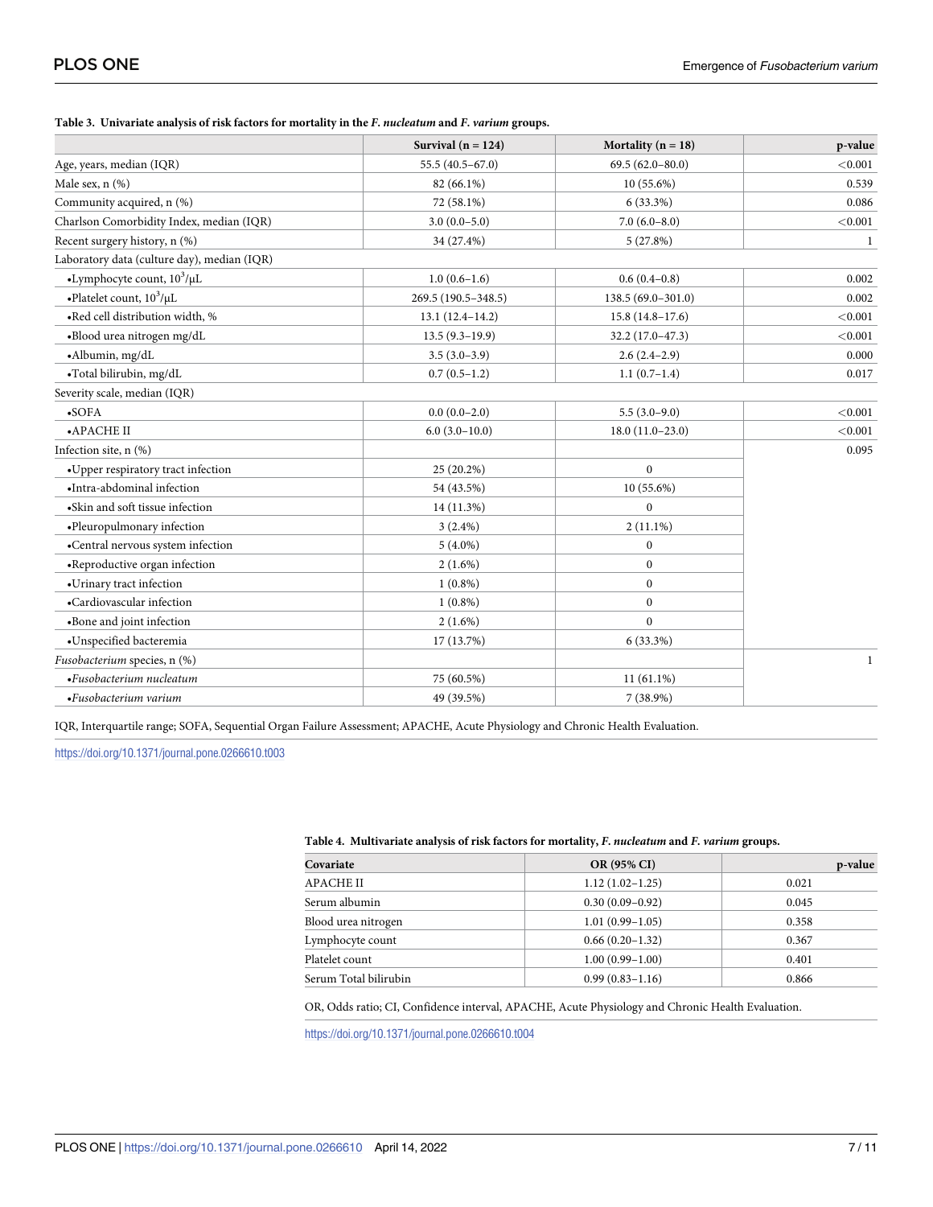**Table 3. Univariate analysis of risk factors for mortality in the *F. nucleatum* and *F. varium* groups.**

| | Survival (n = 124) | Mortality (n = 18) | p-value |
|---|---|---|---|
| Age, years, median (IQR) | 55.5 (40.5–67.0) | 69.5 (62.0–80.0) | <0.001 |
| Male sex, n (%) | 82 (66.1%) | 10 (55.6%) | 0.539 |
| Community acquired, n (%) | 72 (58.1%) | 6 (33.3%) | 0.086 |
| Charlson Comorbidity Index, median (IQR) | 3.0 (0.0–5.0) | 7.0 (6.0–8.0) | <0.001 |
| Recent surgery history, n (%) | 34 (27.4%) | 5 (27.8%) | 1 |
| Laboratory data (culture day), median (IQR) | | | |
| •Lymphocyte count, $10^3/\mu L$ | 1.0 (0.6–1.6) | 0.6 (0.4–0.8) | 0.002 |
| •Platelet count, $10^3/\mu L$ | 269.5 (190.5–348.5) | 138.5 (69.0–301.0) | 0.002 |
| •Red cell distribution width, % | 13.1 (12.4–14.2) | 15.8 (14.8–17.6) | <0.001 |
| •Blood urea nitrogen mg/dL | 13.5 (9.3–19.9) | 32.2 (17.0–47.3) | <0.001 |
| •Albumin, mg/dL | 3.5 (3.0–3.9) | 2.6 (2.4–2.9) | 0.000 |
| •Total bilirubin, mg/dL | 0.7 (0.5–1.2) | 1.1 (0.7–1.4) | 0.017 |
| Severity scale, median (IQR) | | | |
| •SOFA | 0.0 (0.0–2.0) | 5.5 (3.0–9.0) | <0.001 |
| •APACHE II | 6.0 (3.0–10.0) | 18.0 (11.0–23.0) | <0.001 |
| Infection site, n (%) | | | 0.095 |
| •Upper respiratory tract infection | 25 (20.2%) | 0 | |
| •Intra-abdominal infection | 54 (43.5%) | 10 (55.6%) | |
| •Skin and soft tissue infection | 14 (11.3%) | 0 | |
| •Pleuropulmonary infection | 3 (2.4%) | 2 (11.1%) | |
| •Central nervous system infection | 5 (4.0%) | 0 | |
| •Reproductive organ infection | 2 (1.6%) | 0 | |
| •Urinary tract infection | 1 (0.8%) | 0 | |
| •Cardiovascular infection | 1 (0.8%) | 0 | |
| •Bone and joint infection | 2 (1.6%) | 0 | |
| •Unspecified bacteremia | 17 (13.7%) | 6 (33.3%) | |
| *Fusobacterium* species, n (%) | | | 1 |
| •*Fusobacterium nucleatum* | 75 (60.5%) | 11 (61.1%) | |
| •*Fusobacterium varium* | 49 (39.5%) | 7 (38.9%) | |

IQR, Interquartile range; SOFA, Sequential Organ Failure Assessment; APACHE, Acute Physiology and Chronic Health Evaluation.

https://doi.org/10.1371/journal.pone.0266610.t003

**Table 4. Multivariate analysis of risk factors for mortality, *F. nucleatum* and *F. varium* groups.**

| Covariate | OR (95% CI) | p-value |
|---|---|---|
| APACHE II | 1.12 (1.02–1.25) | 0.021 |
| Serum albumin | 0.30 (0.09–0.92) | 0.045 |
| Blood urea nitrogen | 1.01 (0.99–1.05) | 0.358 |
| Lymphocyte count | 0.66 (0.20–1.32) | 0.367 |
| Platelet count | 1.00 (0.99–1.00) | 0.401 |
| Serum Total bilirubin | 0.99 (0.83–1.16) | 0.866 |

OR, Odds ratio; CI, Confidence interval, APACHE, Acute Physiology and Chronic Health Evaluation.

https://doi.org/10.1371/journal.pone.0266610.t004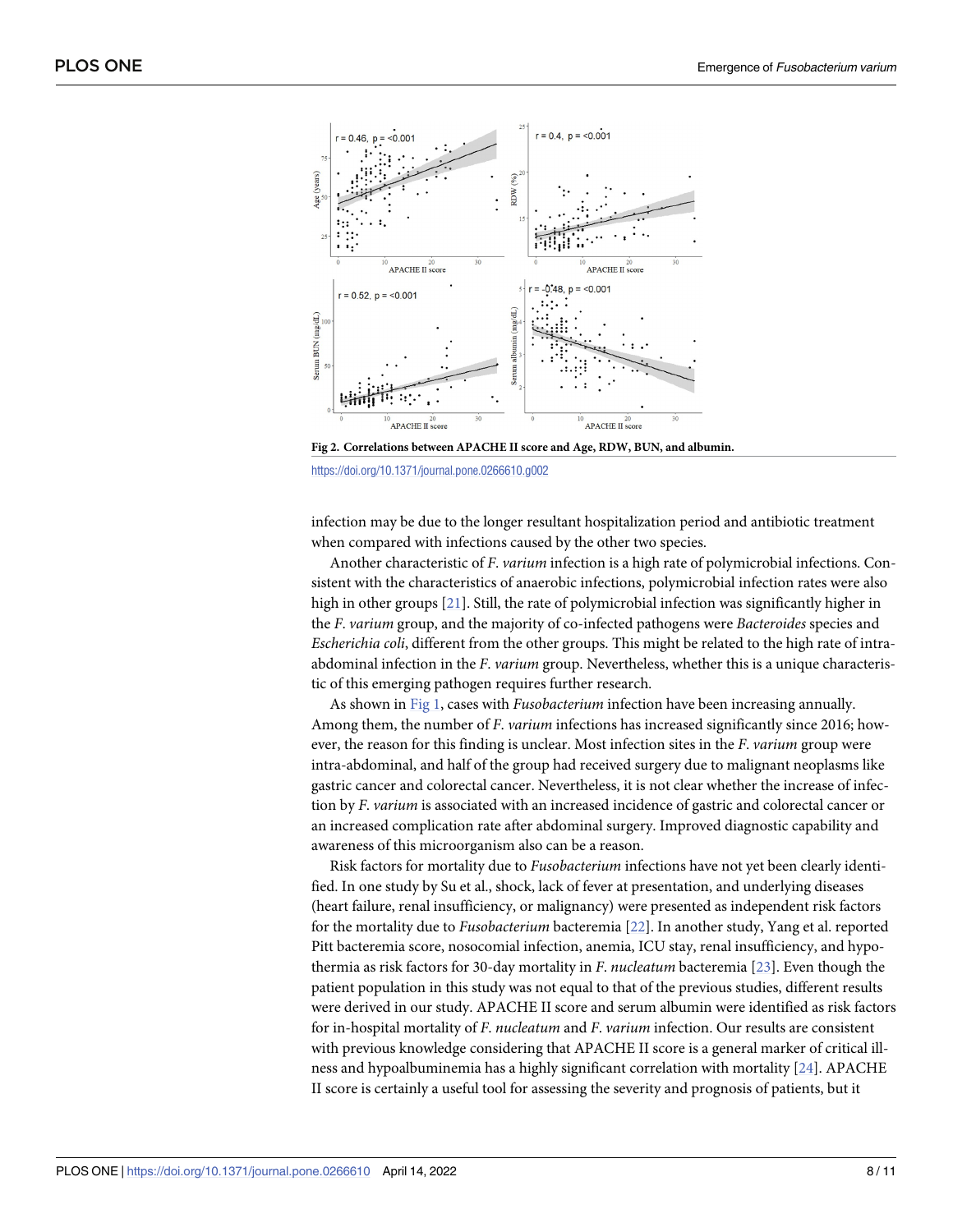**Fig 2. Correlations between APACHE II score and Age, RDW, BUN, and albumin.**

https://doi.org/10.1371/journal.pone.0266610.g002

infection may be due to the longer resultant hospitalization period and antibiotic treatment when compared with infections caused by the other two species.

Another characteristic of *F. varium* infection is a high rate of polymicrobial infections. Consistent with the characteristics of anaerobic infections, polymicrobial infection rates were also high in other groups [21]. Still, the rate of polymicrobial infection was significantly higher in the *F. varium* group, and the majority of co-infected pathogens were *Bacteroides* species and *Escherichia coli*, different from the other groups. This might be related to the high rate of intra-abdominal infection in the *F. varium* group. Nevertheless, whether this is a unique characteristic of this emerging pathogen requires further research.

As shown in Fig 1, cases with *Fusobacterium* infection have been increasing annually. Among them, the number of *F. varium* infections has increased significantly since 2016; however, the reason for this finding is unclear. Most infection sites in the *F. varium* group were intra-abdominal, and half of the group had received surgery due to malignant neoplasms like gastric cancer and colorectal cancer. Nevertheless, it is not clear whether the increase of infection by *F. varium* is associated with an increased incidence of gastric and colorectal cancer or an increased complication rate after abdominal surgery. Improved diagnostic capability and awareness of this microorganism also can be a reason.

Risk factors for mortality due to *Fusobacterium* infections have not yet been clearly identified. In one study by Su et al., shock, lack of fever at presentation, and underlying diseases (heart failure, renal insufficiency, or malignancy) were presented as independent risk factors for the mortality due to *Fusobacterium* bacteremia [22]. In another study, Yang et al. reported Pitt bacteremia score, nosocomial infection, anemia, ICU stay, renal insufficiency, and hypothermia as risk factors for 30-day mortality in *F. nucleatum* bacteremia [23]. Even though the patient population in this study was not equal to that of the previous studies, different results were derived in our study. APACHE II score and serum albumin were identified as risk factors for in-hospital mortality of *F. nucleatum* and *F. varium* infection. Our results are consistent with previous knowledge considering that APACHE II score is a general marker of critical illness and hypoalbuminemia has a highly significant correlation with mortality [24]. APACHE II score is certainly a useful tool for assessing the severity and prognosis of patients, but it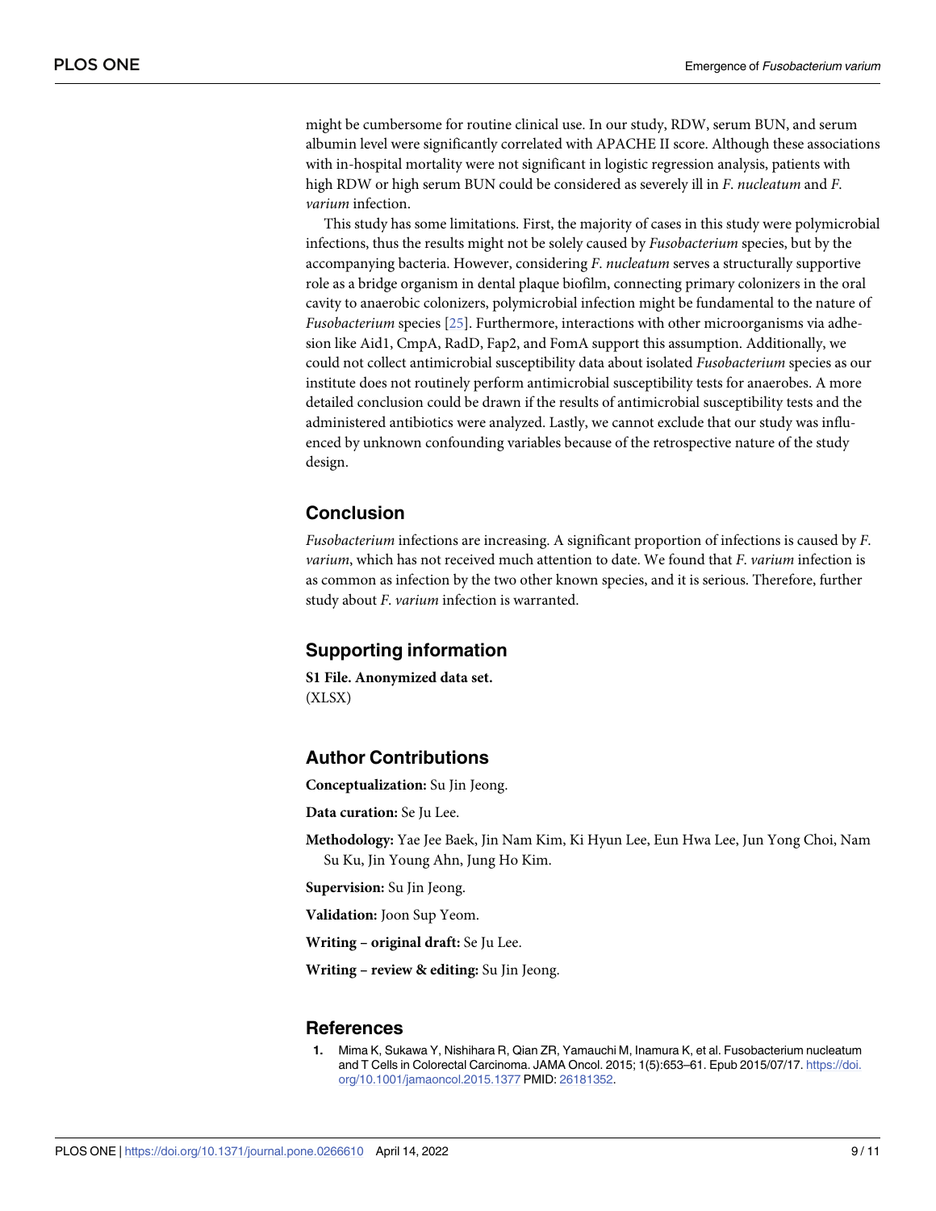might be cumbersome for routine clinical use. In our study, RDW, serum BUN, and serum albumin level were significantly correlated with APACHE II score. Although these associations with in-hospital mortality were not significant in logistic regression analysis, patients with high RDW or high serum BUN could be considered as severely ill in *F*. *nucleatum* and *F*. *varium* infection.

This study has some limitations. First, the majority of cases in this study were polymicrobial infections, thus the results might not be solely caused by *Fusobacterium* species, but by the accompanying bacteria. However, considering *F*. *nucleatum* serves a structurally supportive role as a bridge organism in dental plaque biofilm, connecting primary colonizers in the oral cavity to anaerobic colonizers, polymicrobial infection might be fundamental to the nature of *Fusobacterium* species [25]. Furthermore, interactions with other microorganisms via adhesion like Aid1, CmpA, RadD, Fap2, and FomA support this assumption. Additionally, we could not collect antimicrobial susceptibility data about isolated *Fusobacterium* species as our institute does not routinely perform antimicrobial susceptibility tests for anaerobes. A more detailed conclusion could be drawn if the results of antimicrobial susceptibility tests and the administered antibiotics were analyzed. Lastly, we cannot exclude that our study was influenced by unknown confounding variables because of the retrospective nature of the study design.

## Conclusion

*Fusobacterium* infections are increasing. A significant proportion of infections is caused by *F*. *varium*, which has not received much attention to date. We found that *F*. *varium* infection is as common as infection by the two other known species, and it is serious. Therefore, further study about *F*. *varium* infection is warranted.

## Supporting information

**S1 File. Anonymized data set.**
(XLSX)

## Author Contributions

**Conceptualization:** Su Jin Jeong.

**Data curation:** Se Ju Lee.

**Methodology:** Yae Jee Baek, Jin Nam Kim, Ki Hyun Lee, Eun Hwa Lee, Jun Yong Choi, Nam Su Ku, Jin Young Ahn, Jung Ho Kim.

**Supervision:** Su Jin Jeong.

**Validation:** Joon Sup Yeom.

**Writing – original draft:** Se Ju Lee.

**Writing – review & editing:** Su Jin Jeong.

## References

1. Mima K, Sukawa Y, Nishihara R, Qian ZR, Yamauchi M, Inamura K, et al. Fusobacterium nucleatum and T Cells in Colorectal Carcinoma. JAMA Oncol. 2015; 1(5):653–61. Epub 2015/07/17. https://doi.org/10.1001/jamaoncol.2015.1377 PMID: 26181352.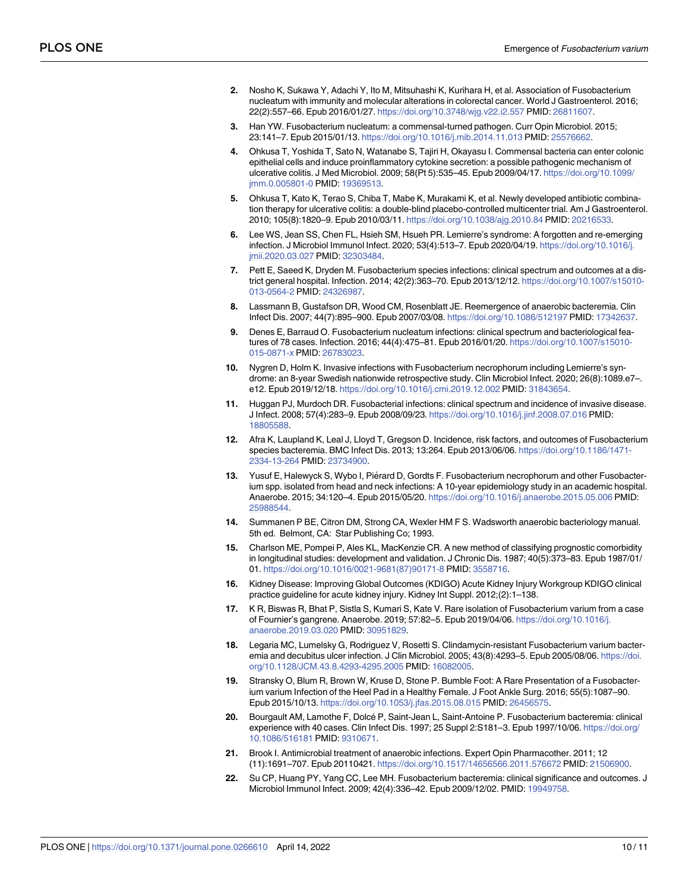2. Nosho K, Sukawa Y, Adachi Y, Ito M, Mitsuhashi K, Kurihara H, et al. Association of Fusobacterium nucleatum with immunity and molecular alterations in colorectal cancer. World J Gastroenterol. 2016; 22(2):557–66. Epub 2016/01/27. https://doi.org/10.3748/wjg.v22.i2.557 PMID: 26811607.
3. Han YW. Fusobacterium nucleatum: a commensal-turned pathogen. Curr Opin Microbiol. 2015; 23:141–7. Epub 2015/01/13. https://doi.org/10.1016/j.mib.2014.11.013 PMID: 25576662.
4. Ohkusa T, Yoshida T, Sato N, Watanabe S, Tajiri H, Okayasu I. Commensal bacteria can enter colonic epithelial cells and induce proinflammatory cytokine secretion: a possible pathogenic mechanism of ulcerative colitis. J Med Microbiol. 2009; 58(Pt 5):535–45. Epub 2009/04/17. https://doi.org/10.1099/jmm.0.005801-0 PMID: 19369513.
5. Ohkusa T, Kato K, Terao S, Chiba T, Mabe K, Murakami K, et al. Newly developed antibiotic combination therapy for ulcerative colitis: a double-blind placebo-controlled multicenter trial. Am J Gastroenterol. 2010; 105(8):1820–9. Epub 2010/03/11. https://doi.org/10.1038/ajg.2010.84 PMID: 20216533.
6. Lee WS, Jean SS, Chen FL, Hsieh SM, Hsueh PR. Lemierre's syndrome: A forgotten and re-emerging infection. J Microbiol Immunol Infect. 2020; 53(4):513–7. Epub 2020/04/19. https://doi.org/10.1016/j.jmii.2020.03.027 PMID: 32303484.
7. Pett E, Saeed K, Dryden M. Fusobacterium species infections: clinical spectrum and outcomes at a district general hospital. Infection. 2014; 42(2):363–70. Epub 2013/12/12. https://doi.org/10.1007/s15010-013-0564-2 PMID: 24326987.
8. Lassmann B, Gustafson DR, Wood CM, Rosenblatt JE. Reemergence of anaerobic bacteremia. Clin Infect Dis. 2007; 44(7):895–900. Epub 2007/03/08. https://doi.org/10.1086/512197 PMID: 17342637.
9. Denes E, Barraud O. Fusobacterium nucleatum infections: clinical spectrum and bacteriological features of 78 cases. Infection. 2016; 44(4):475–81. Epub 2016/01/20. https://doi.org/10.1007/s15010-015-0871-x PMID: 26783023.
10. Nygren D, Holm K. Invasive infections with Fusobacterium necrophorum including Lemierre's syndrome: an 8-year Swedish nationwide retrospective study. Clin Microbiol Infect. 2020; 26(8):1089.e7–.e12. Epub 2019/12/18. https://doi.org/10.1016/j.cmi.2019.12.002 PMID: 31843654.
11. Huggan PJ, Murdoch DR. Fusobacterial infections: clinical spectrum and incidence of invasive disease. J Infect. 2008; 57(4):283–9. Epub 2008/09/23. https://doi.org/10.1016/j.jinf.2008.07.016 PMID: 18805588.
12. Afra K, Laupland K, Leal J, Lloyd T, Gregson D. Incidence, risk factors, and outcomes of Fusobacterium species bacteremia. BMC Infect Dis. 2013; 13:264. Epub 2013/06/06. https://doi.org/10.1186/1471-2334-13-264 PMID: 23734900.
13. Yusuf E, Halewyck S, Wybo I, Piérard D, Gordts F. Fusobacterium necrophorum and other Fusobacterium spp. isolated from head and neck infections: A 10-year epidemiology study in an academic hospital. Anaerobe. 2015; 34:120–4. Epub 2015/05/20. https://doi.org/10.1016/j.anaerobe.2015.05.006 PMID: 25988544.
14. Summanen P BE, Citron DM, Strong CA, Wexler HM F S. Wadsworth anaerobic bacteriology manual. 5th ed. Belmont, CA: Star Publishing Co; 1993.
15. Charlson ME, Pompei P, Ales KL, MacKenzie CR. A new method of classifying prognostic comorbidity in longitudinal studies: development and validation. J Chronic Dis. 1987; 40(5):373–83. Epub 1987/01/01. https://doi.org/10.1016/0021-9681(87)90171-8 PMID: 3558716.
16. Kidney Disease: Improving Global Outcomes (KDIGO) Acute Kidney Injury Workgroup KDIGO clinical practice guideline for acute kidney injury. Kidney Int Suppl. 2012;(2):1–138.
17. K R, Biswas R, Bhat P, Sistla S, Kumari S, Kate V. Rare isolation of Fusobacterium varium from a case of Fournier's gangrene. Anaerobe. 2019; 57:82–5. Epub 2019/04/06. https://doi.org/10.1016/j.anaerobe.2019.03.020 PMID: 30951829.
18. Legaria MC, Lumelsky G, Rodriguez V, Rosetti S. Clindamycin-resistant Fusobacterium varium bacteremia and decubitus ulcer infection. J Clin Microbiol. 2005; 43(8):4293–5. Epub 2005/08/06. https://doi.org/10.1128/JCM.43.8.4293-4295.2005 PMID: 16082005.
19. Stransky O, Blum R, Brown W, Kruse D, Stone P. Bumble Foot: A Rare Presentation of a Fusobacterium varium Infection of the Heel Pad in a Healthy Female. J Foot Ankle Surg. 2016; 55(5):1087–90. Epub 2015/10/13. https://doi.org/10.1053/j.jfas.2015.08.015 PMID: 26456575.
20. Bourgault AM, Lamothe F, Dolcé P, Saint-Jean L, Saint-Antoine P. Fusobacterium bacteremia: clinical experience with 40 cases. Clin Infect Dis. 1997; 25 Suppl 2:S181–3. Epub 1997/10/06. https://doi.org/10.1086/516181 PMID: 9310671.
21. Brook I. Antimicrobial treatment of anaerobic infections. Expert Opin Pharmacother. 2011; 12 (11):1691–707. Epub 20110421. https://doi.org/10.1517/14656566.2011.576672 PMID: 21506900.
22. Su CP, Huang PY, Yang CC, Lee MH. Fusobacterium bacteremia: clinical significance and outcomes. J Microbiol Immunol Infect. 2009; 42(4):336–42. Epub 2009/12/02. PMID: 19949758.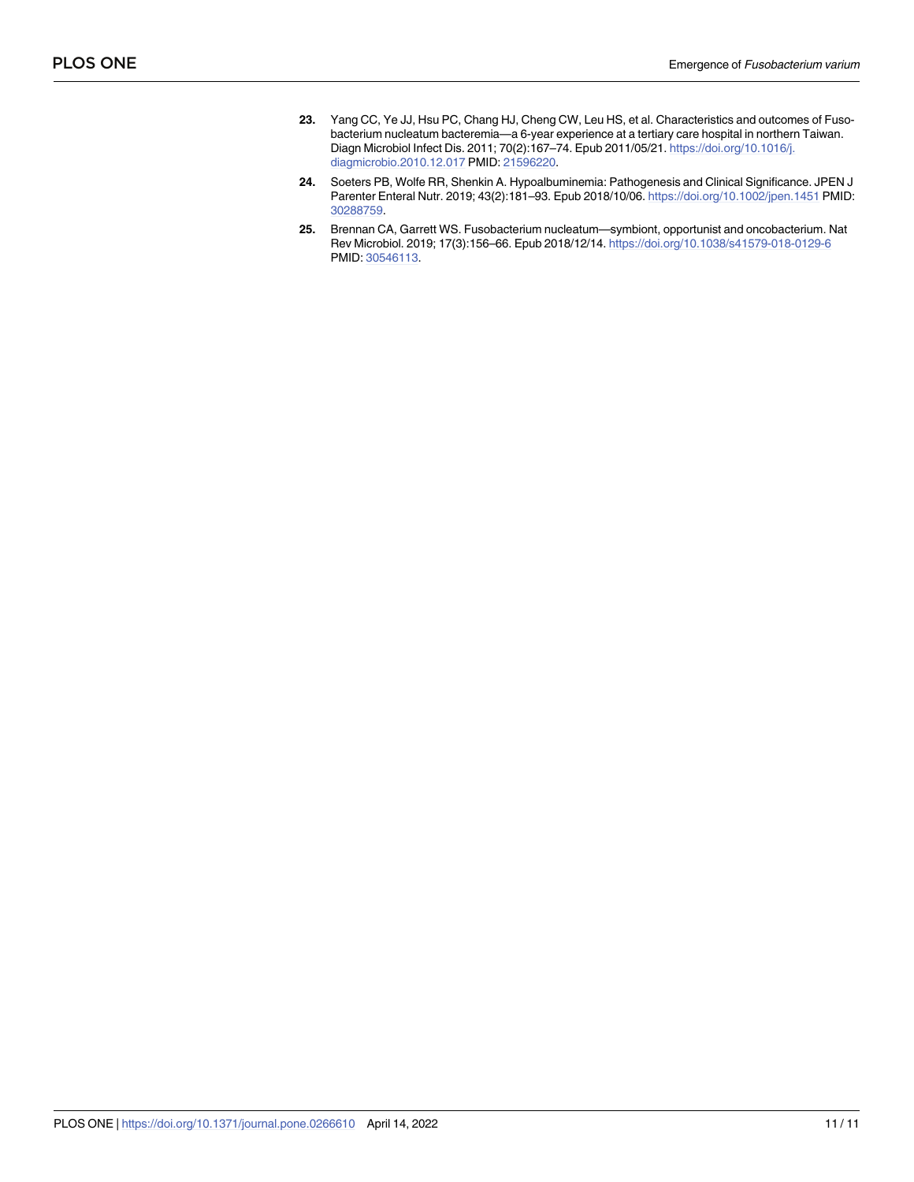23. Yang CC, Ye JJ, Hsu PC, Chang HJ, Cheng CW, Leu HS, et al. Characteristics and outcomes of Fusobacterium nucleatum bacteremia—a 6-year experience at a tertiary care hospital in northern Taiwan. Diagn Microbiol Infect Dis. 2011; 70(2):167–74. Epub 2011/05/21. https://doi.org/10.1016/j.diagmicrobio.2010.12.017 PMID: 21596220.

24. Soeters PB, Wolfe RR, Shenkin A. Hypoalbuminemia: Pathogenesis and Clinical Significance. JPEN J Parenter Enteral Nutr. 2019; 43(2):181–93. Epub 2018/10/06. https://doi.org/10.1002/jpen.1451 PMID: 30288759.

25. Brennan CA, Garrett WS. Fusobacterium nucleatum—symbiont, opportunist and oncobacterium. Nat Rev Microbiol. 2019; 17(3):156–66. Epub 2018/12/14. https://doi.org/10.1038/s41579-018-0129-6 PMID: 30546113.